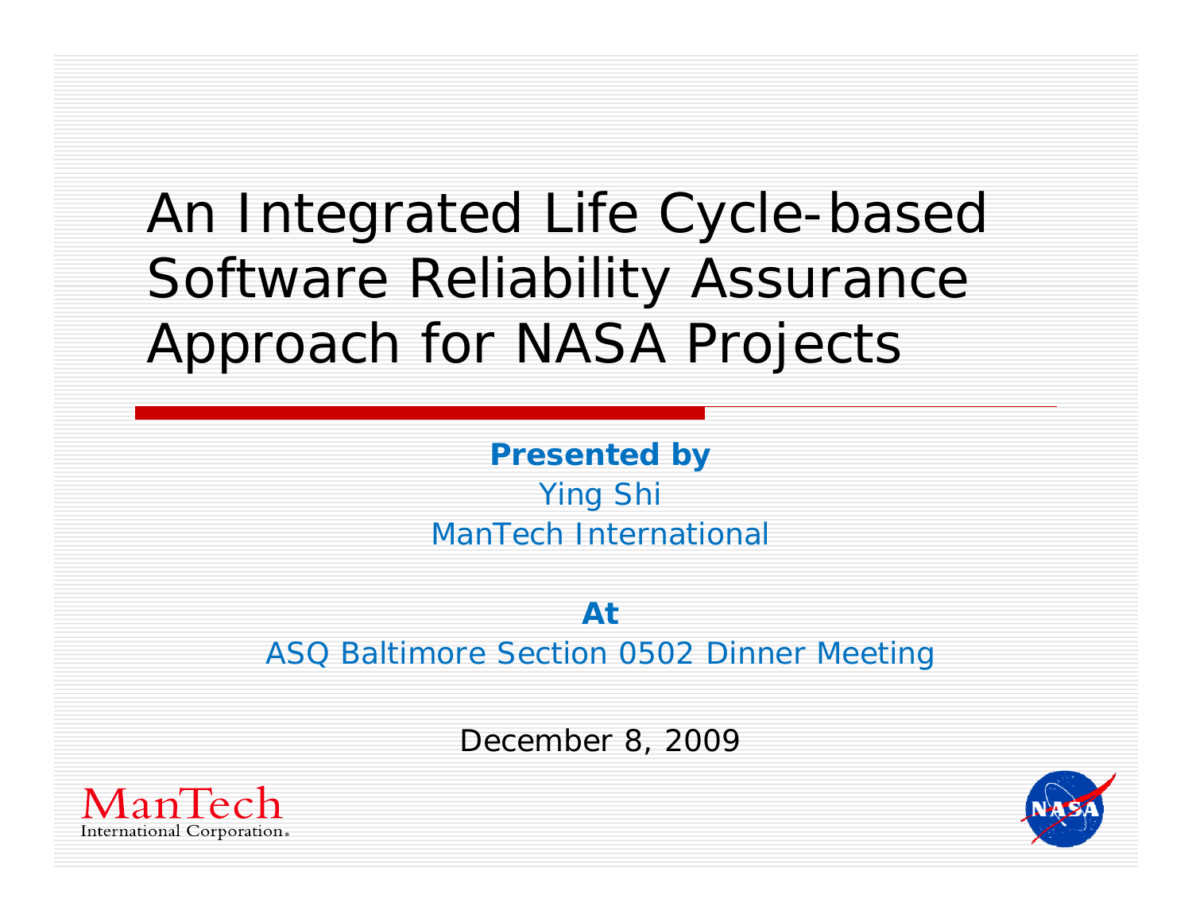# An Integrated Life Cycle-based Software Reliability Assurance Approach for NASA Projects

**Presented by**

Ying Shi

ManTech International

**At**

ASQ Baltimore Section 0502 Dinner Meeting

December 8, 2009

ManTech International Corporation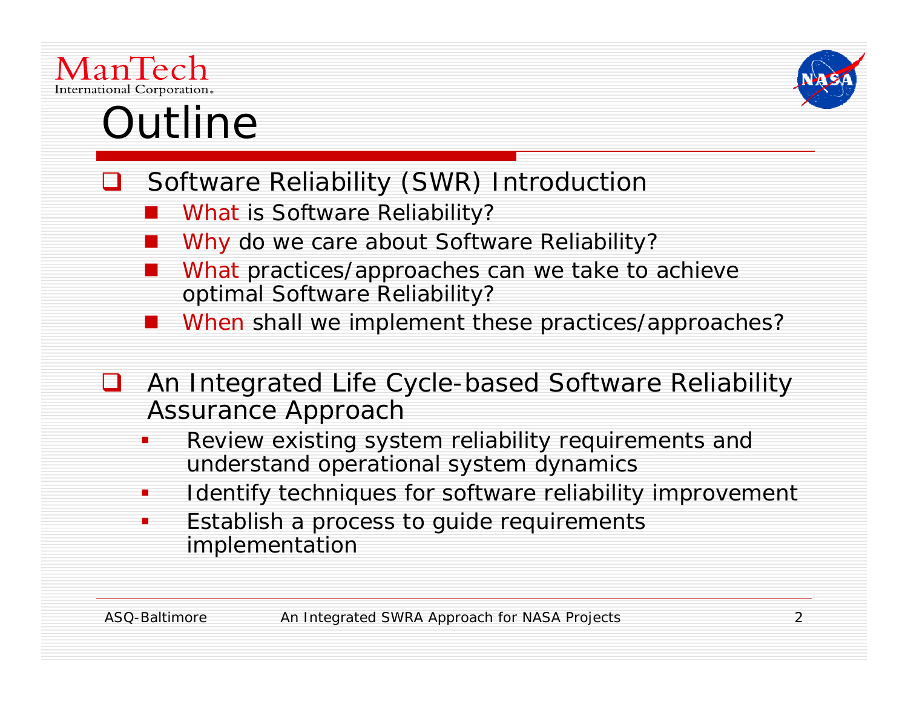# Outline

- Software Reliability (SWR) Introduction
  - What is Software Reliability?
  - Why do we care about Software Reliability?
  - What practices/approaches can we take to achieve optimal Software Reliability?
  - When shall we implement these practices/approaches?

- An Integrated Life Cycle-based Software Reliability Assurance Approach
  - Review existing system reliability requirements and understand operational system dynamics
  - Identify techniques for software reliability improvement
  - Establish a process to guide requirements implementation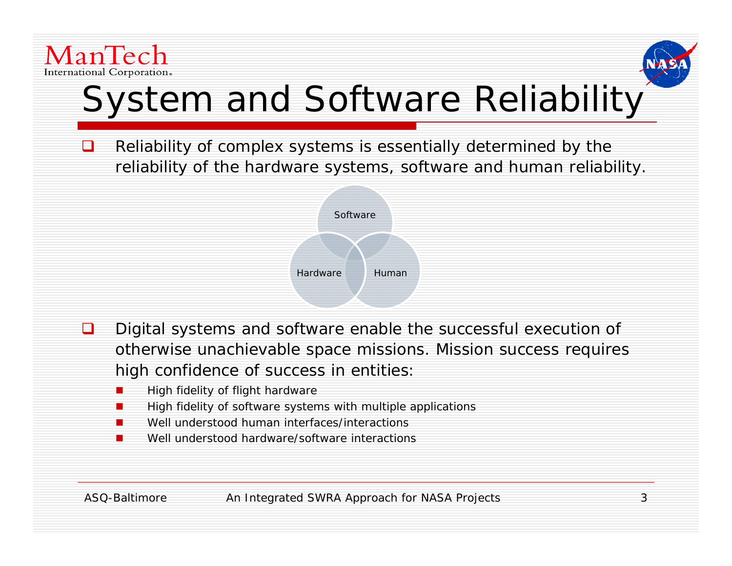# System and Software Reliability

- Reliability of complex systems is essentially determined by the reliability of the hardware systems, software and human reliability.

Software

Hardware

Human

- Digital systems and software enable the successful execution of otherwise unachievable space missions. Mission success requires high confidence of success in entities:
  - High fidelity of flight hardware
  - High fidelity of software systems with multiple applications
  - Well understood human interfaces/interactions
  - Well understood hardware/software interactions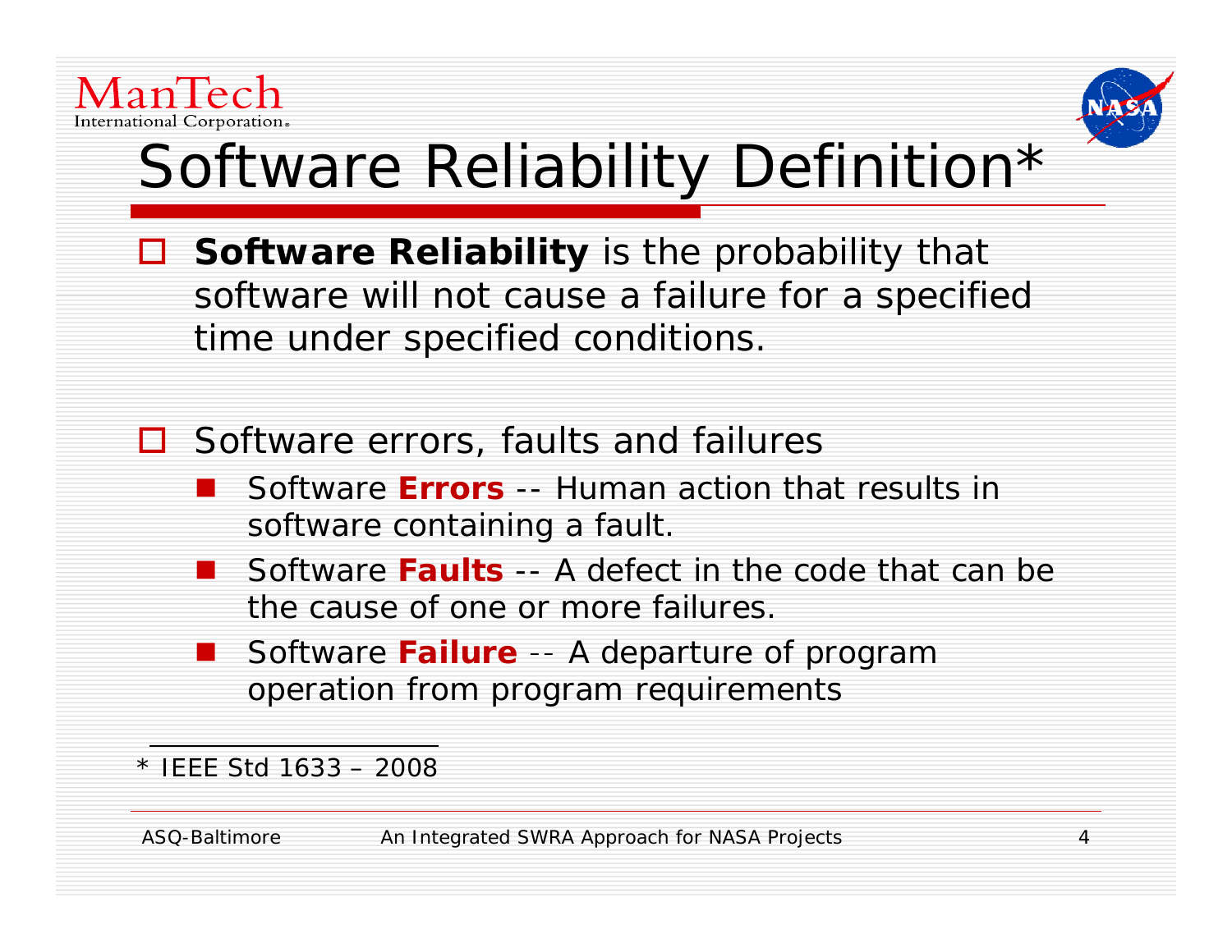# Software Reliability Definition*

- **Software Reliability** is the probability that software will not cause a failure for a specified time under specified conditions.

- Software errors, faults and failures
  - Software **Errors** -- Human action that results in software containing a fault.
  - Software **Faults** -- A defect in the code that can be the cause of one or more failures.
  - Software **Failure** -- A departure of program operation from program requirements

---

* IEEE Std 1633 – 2008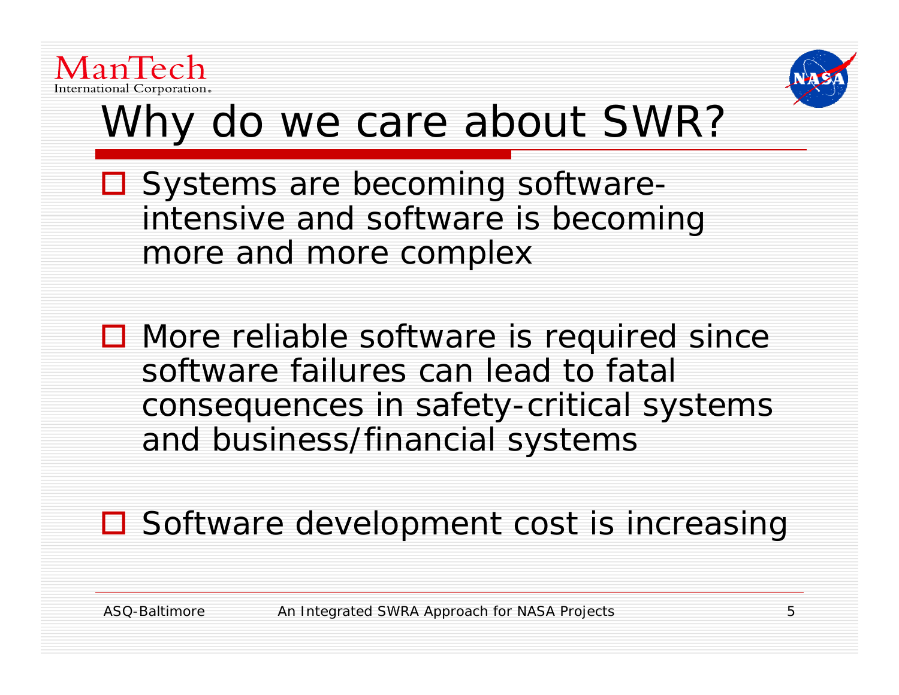# Why do we care about SWR?

- Systems are becoming software-intensive and software is becoming more and more complex
- More reliable software is required since software failures can lead to fatal consequences in safety-critical systems and business/financial systems
- Software development cost is increasing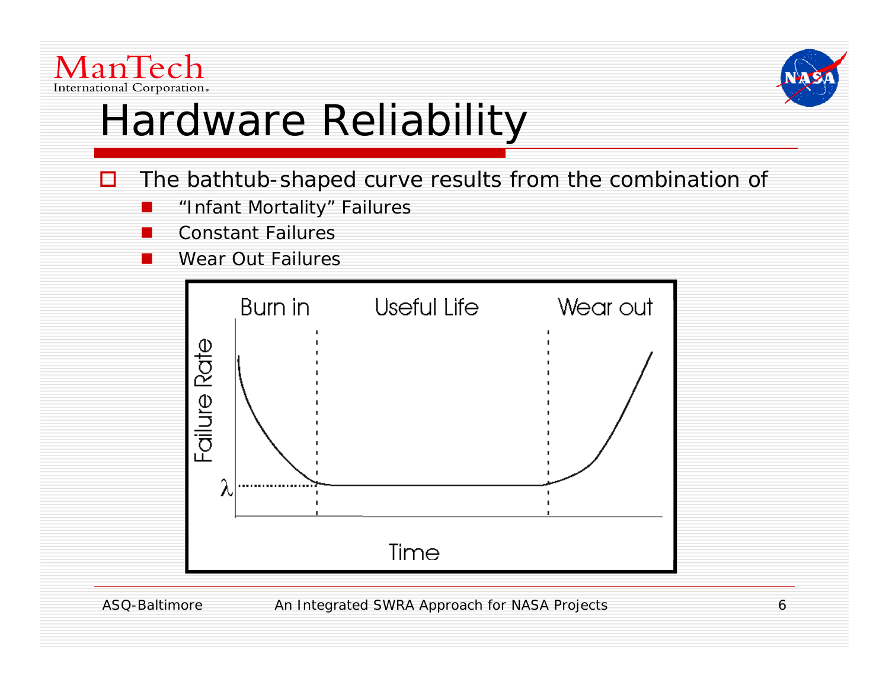# Hardware Reliability

- The bathtub-shaped curve results from the combination of
  - "Infant Mortality" Failures
  - Constant Failures
  - Wear Out Failures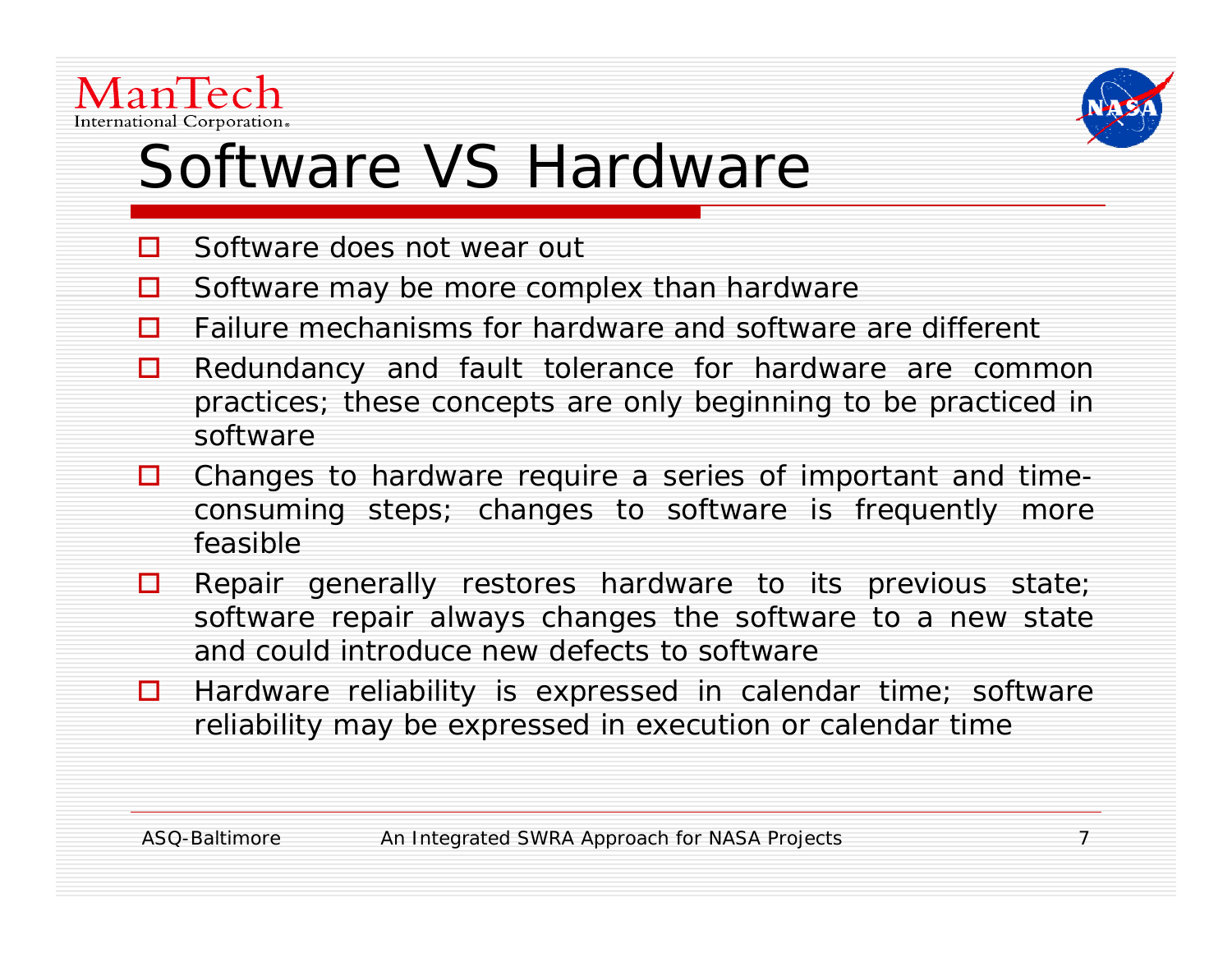# Software VS Hardware

- Software does not wear out
- Software may be more complex than hardware
- Failure mechanisms for hardware and software are different
- Redundancy and fault tolerance for hardware are common practices; these concepts are only beginning to be practiced in software
- Changes to hardware require a series of important and time-consuming steps; changes to software is frequently more feasible
- Repair generally restores hardware to its previous state; software repair always changes the software to a new state and could introduce new defects to software
- Hardware reliability is expressed in calendar time; software reliability may be expressed in execution or calendar time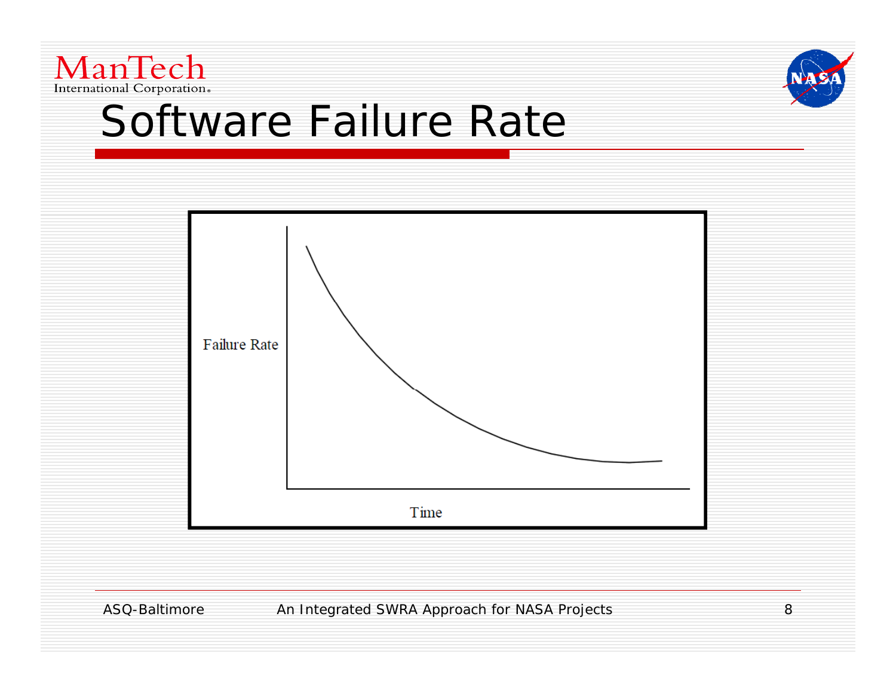# Software Failure Rate

Failure Rate

Time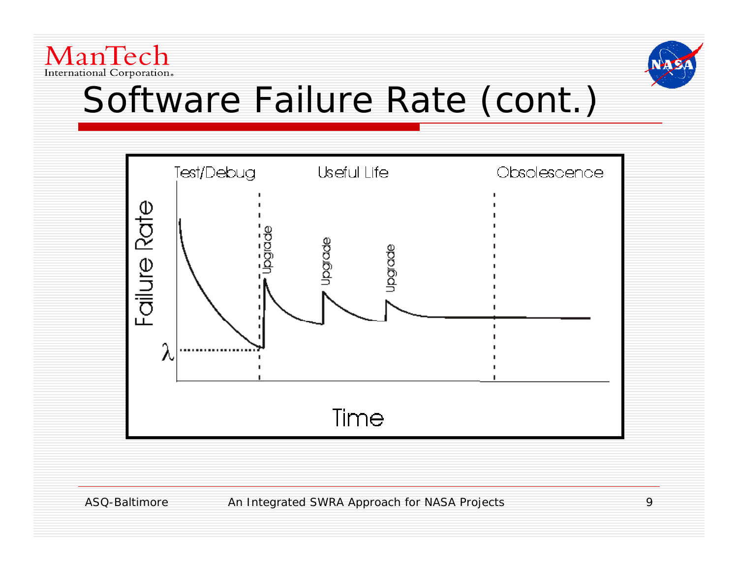# Software Failure Rate (cont.)

Test/Debug | Useful Life | Obsolescence

Failure Rate

$\lambda$

Upgrade

Upgrade

Upgrade

Time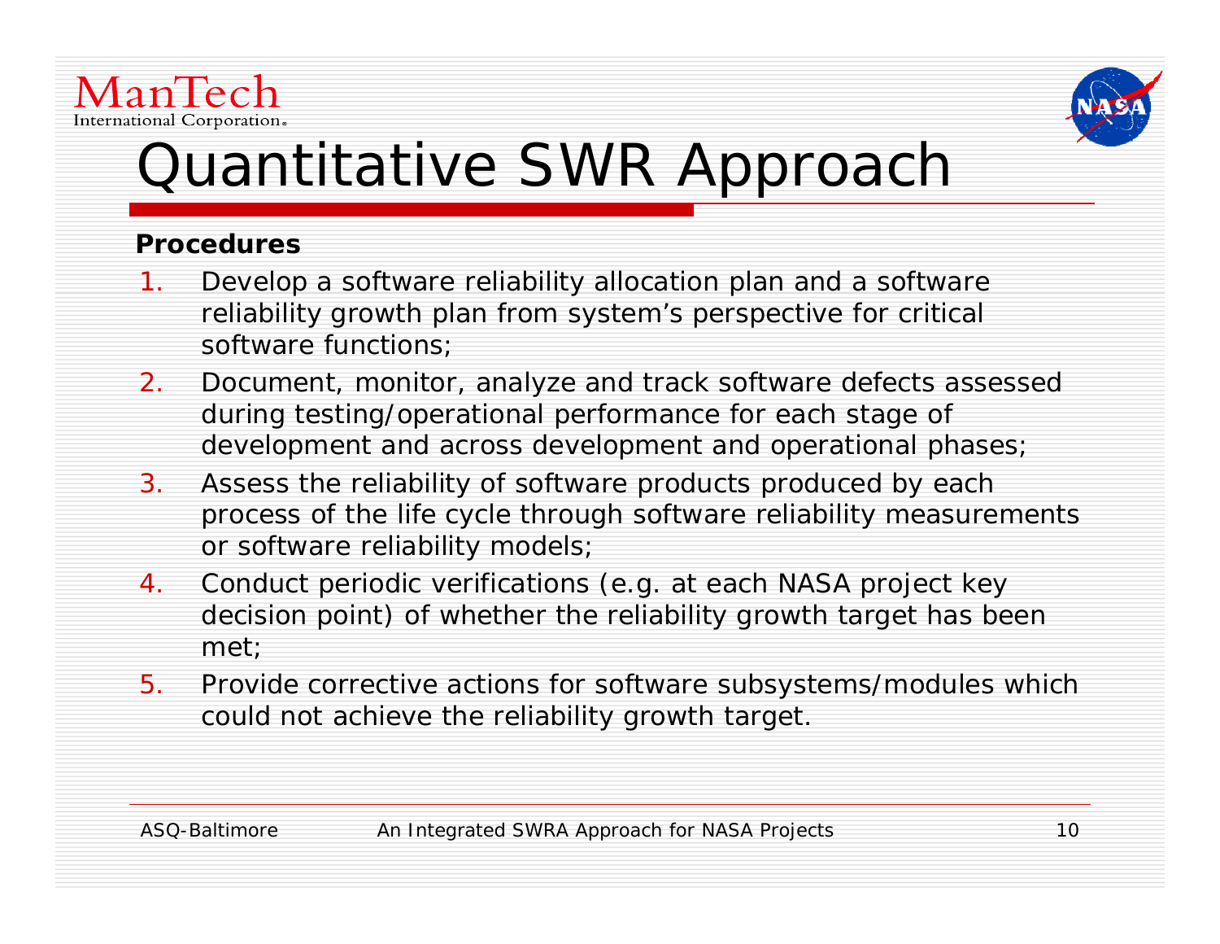# Quantitative SWR Approach

**Procedures**

1. Develop a software reliability allocation plan and a software reliability growth plan from system's perspective for critical software functions;
2. Document, monitor, analyze and track software defects assessed during testing/operational performance for each stage of development and across development and operational phases;
3. Assess the reliability of software products produced by each process of the life cycle through software reliability measurements or software reliability models;
4. Conduct periodic verifications (e.g. at each NASA project key decision point) of whether the reliability growth target has been met;
5. Provide corrective actions for software subsystems/modules which could not achieve the reliability growth target.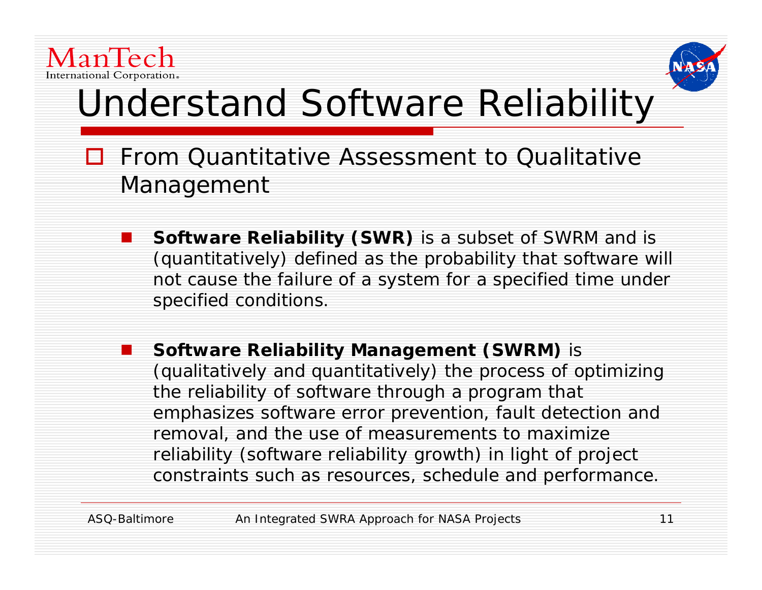# Understand Software Reliability

- From Quantitative Assessment to Qualitative Management
  - **Software Reliability (SWR)** is a subset of SWRM and is (quantitatively) defined as the probability that software will not cause the failure of a system for a specified time under specified conditions.
  - **Software Reliability Management (SWRM)** is (qualitatively and quantitatively) the process of optimizing the reliability of software through a program that emphasizes software error prevention, fault detection and removal, and the use of measurements to maximize reliability (software reliability growth) in light of project constraints such as resources, schedule and performance.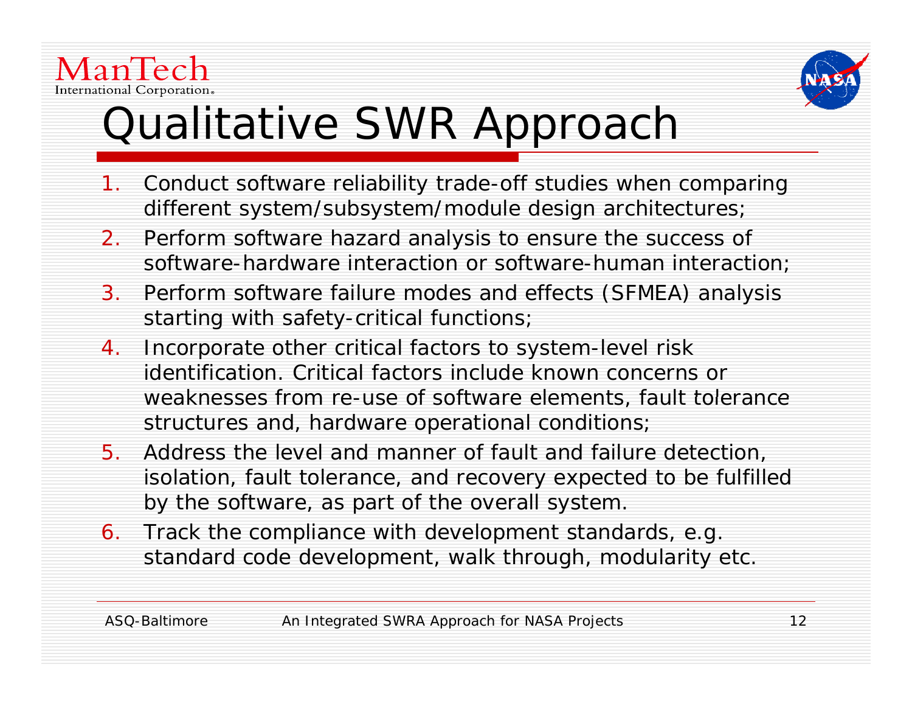# Qualitative SWR Approach

1. Conduct software reliability trade-off studies when comparing different system/subsystem/module design architectures;
2. Perform software hazard analysis to ensure the success of software-hardware interaction or software-human interaction;
3. Perform software failure modes and effects (SFMEA) analysis starting with safety-critical functions;
4. Incorporate other critical factors to system-level risk identification. Critical factors include known concerns or weaknesses from re-use of software elements, fault tolerance structures and, hardware operational conditions;
5. Address the level and manner of fault and failure detection, isolation, fault tolerance, and recovery expected to be fulfilled by the software, as part of the overall system.
6. Track the compliance with development standards, e.g. standard code development, walk through, modularity etc.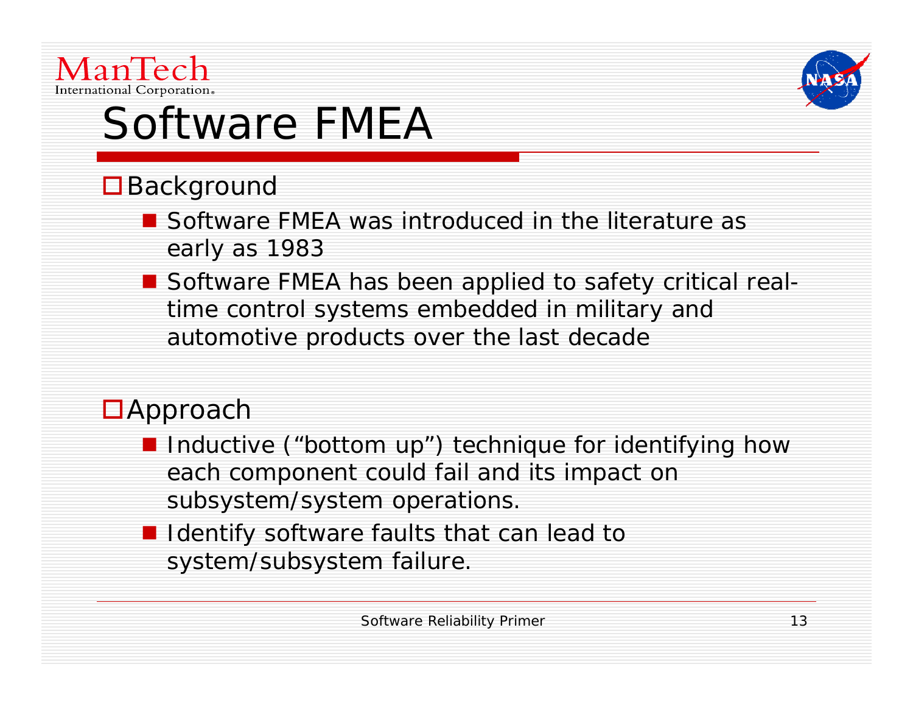# Software FMEA

- Background
  - Software FMEA was introduced in the literature as early as 1983
  - Software FMEA has been applied to safety critical real-time control systems embedded in military and automotive products over the last decade

- Approach
  - Inductive ("bottom up") technique for identifying how each component could fail and its impact on subsystem/system operations.
  - Identify software faults that can lead to system/subsystem failure.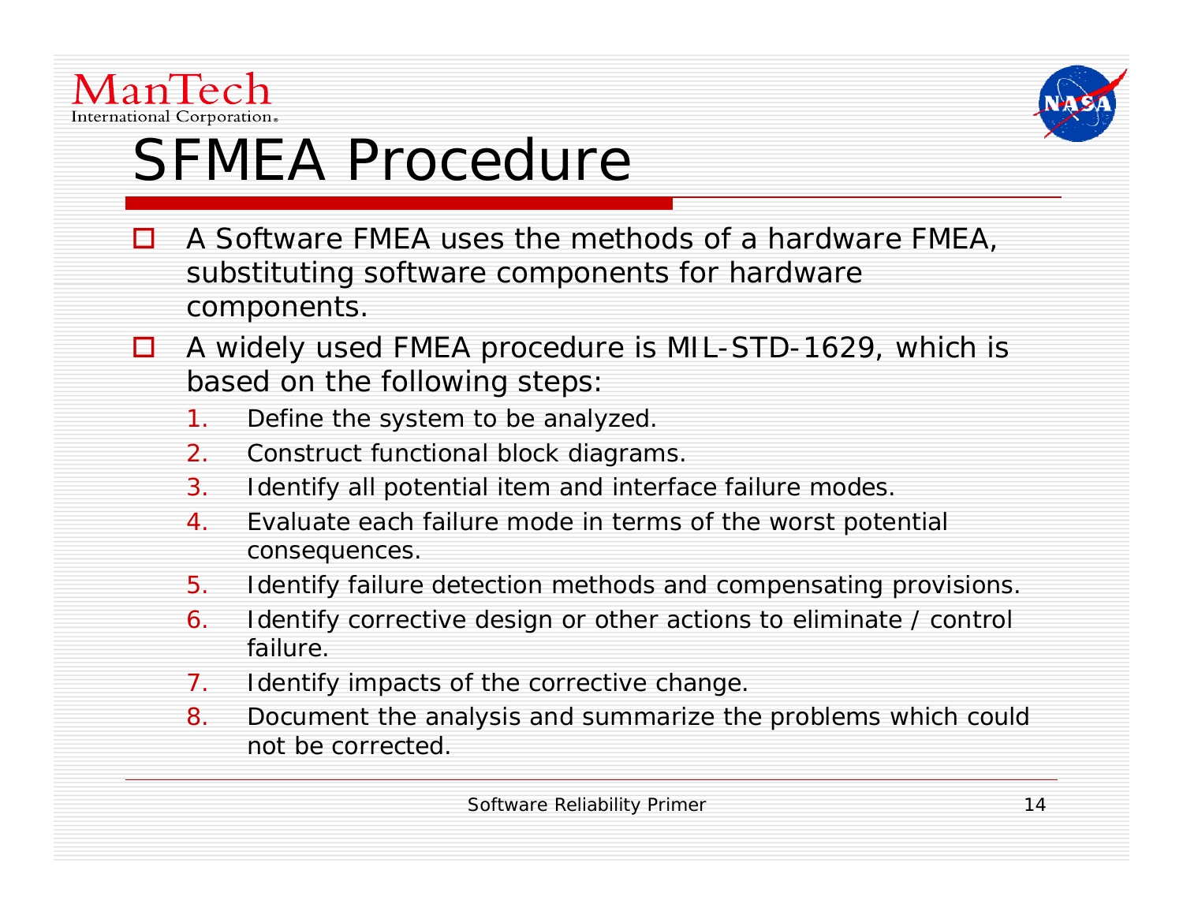# SFMEA Procedure

- A Software FMEA uses the methods of a hardware FMEA, substituting software components for hardware components.
- A widely used FMEA procedure is MIL-STD-1629, which is based on the following steps:
  1. Define the system to be analyzed.
  2. Construct functional block diagrams.
  3. Identify all potential item and interface failure modes.
  4. Evaluate each failure mode in terms of the worst potential consequences.
  5. Identify failure detection methods and compensating provisions.
  6. Identify corrective design or other actions to eliminate / control failure.
  7. Identify impacts of the corrective change.
  8. Document the analysis and summarize the problems which could not be corrected.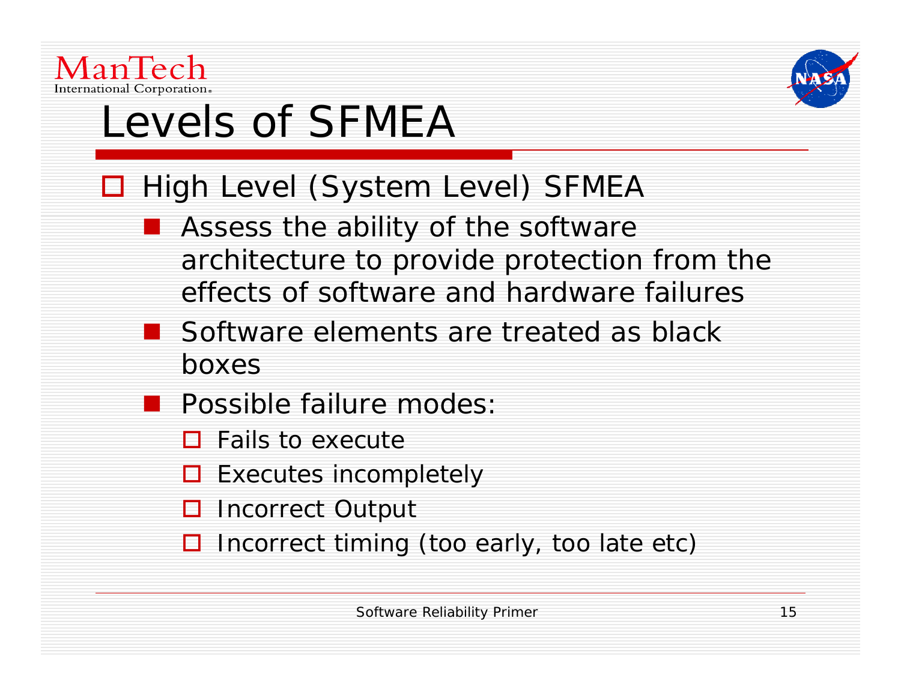# Levels of SFMEA

- High Level (System Level) SFMEA
  - Assess the ability of the software architecture to provide protection from the effects of software and hardware failures
  - Software elements are treated as black boxes
  - Possible failure modes:
    - Fails to execute
    - Executes incompletely
    - Incorrect Output
    - Incorrect timing (too early, too late etc)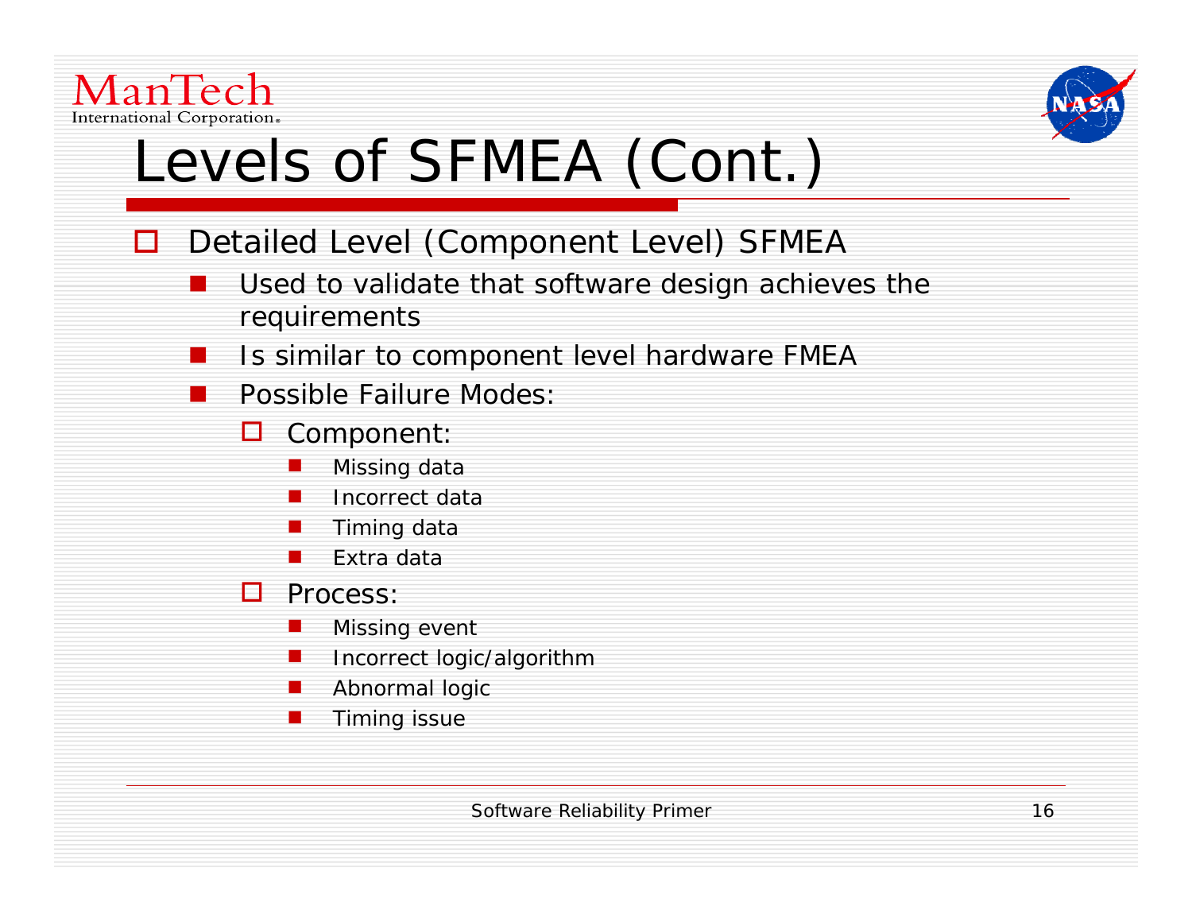# Levels of SFMEA (Cont.)

- Detailed Level (Component Level) SFMEA
  - Used to validate that software design achieves the requirements
  - Is similar to component level hardware FMEA
  - Possible Failure Modes:
    - Component:
      - Missing data
      - Incorrect data
      - Timing data
      - Extra data
    - Process:
      - Missing event
      - Incorrect logic/algorithm
      - Abnormal logic
      - Timing issue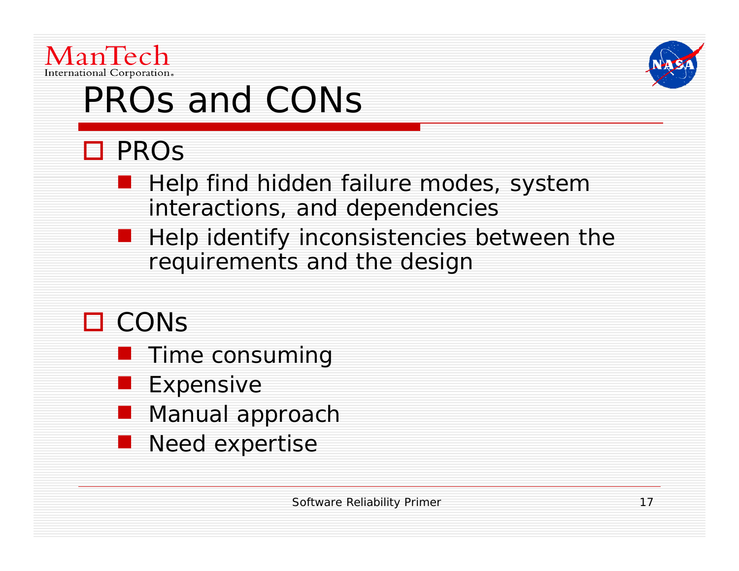# PROs and CONs

- PROs
  - Help find hidden failure modes, system interactions, and dependencies
  - Help identify inconsistencies between the requirements and the design
- CONs
  - Time consuming
  - Expensive
  - Manual approach
  - Need expertise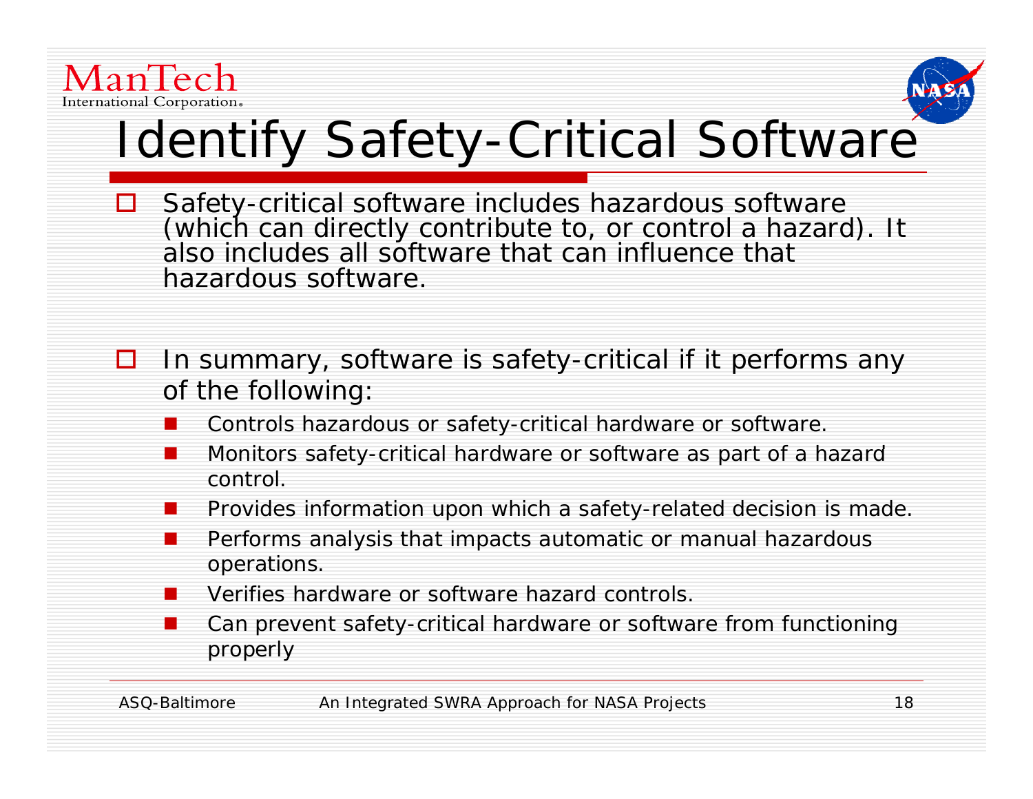# Identify Safety-Critical Software

- Safety-critical software includes hazardous software (which can directly contribute to, or control a hazard). It also includes all software that can influence that hazardous software.

- In summary, software is safety-critical if it performs any of the following:
  - Controls hazardous or safety-critical hardware or software.
  - Monitors safety-critical hardware or software as part of a hazard control.
  - Provides information upon which a safety-related decision is made.
  - Performs analysis that impacts automatic or manual hazardous operations.
  - Verifies hardware or software hazard controls.
  - Can prevent safety-critical hardware or software from functioning properly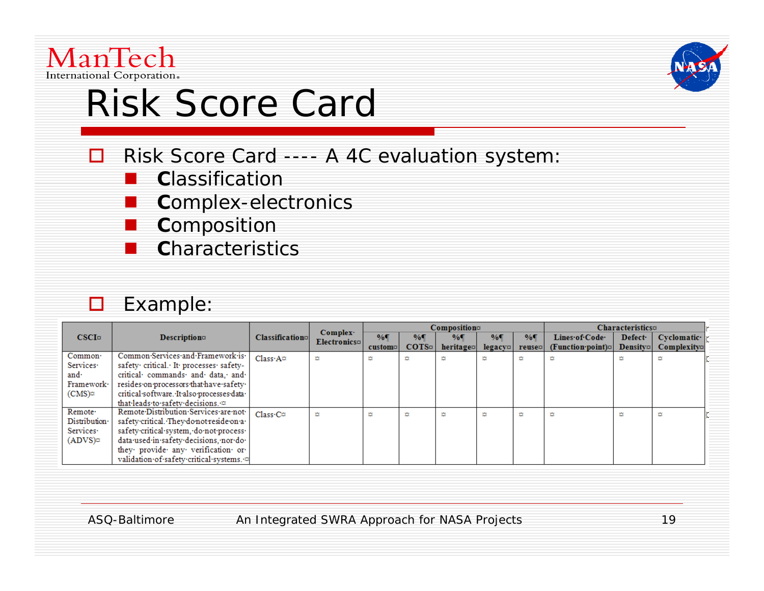# Risk Score Card

- Risk Score Card ---- A 4C evaluation system:
  - **C**lassification
  - **C**omplex-electronics
  - **C**omposition
  - **C**haracteristics

- Example:

| CSCI | Description | Classification | Complex Electronics | Composition | | | | | Characteristics | | |
|---|---|---|---|---|---|---|---|---|---|---|---|
| | | | | % custom | % COTS | % heritage | % legacy | % reuse | Lines of Code (Function point) | Defect Density | Cyclomatic Complexity |
| Common Services and Framework (CMS) | Common Services and Framework is safety critical. It processes safety-critical commands and data, and resides on processors that have safety-critical software. It also processes data that leads to safety decisions. | Class A | | | | | | | | | |
| Remote Distribution Services (ADVS) | Remote Distribution Services are not safety critical. They do not reside on a safety critical system, do not process data used in safety decisions, nor do they provide any verification or validation of safety critical systems. | Class C | | | | | | | | | |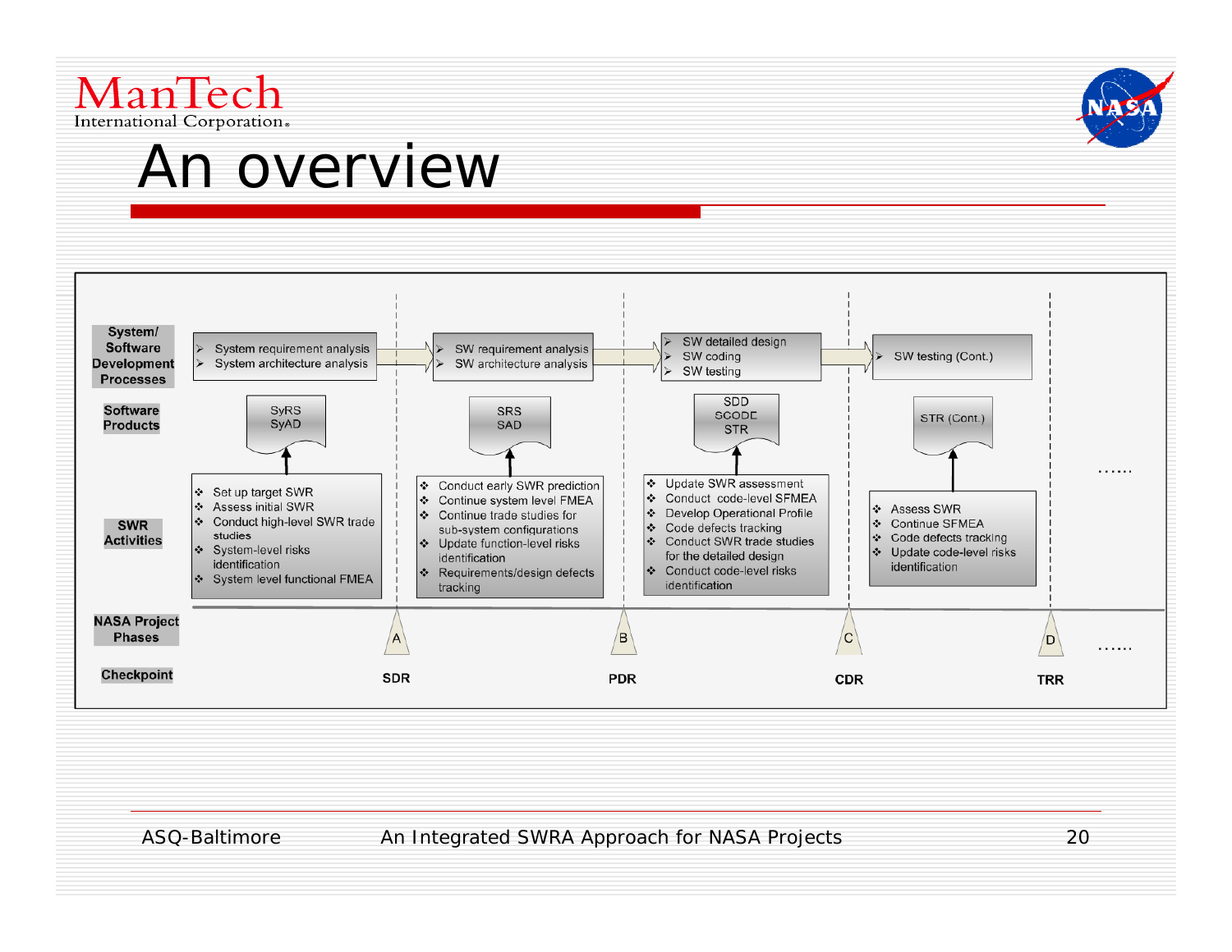# An overview

| | SDR (A) | PDR (B) | CDR (C) | TRR (D) | |
|---|---|---|---|---|---|
| **System/ Software Development Processes** | ➢ System requirement analysis<br>➢ System architecture analysis | ➢ SW requirement analysis<br>➢ SW architecture analysis | ➢ SW detailed design<br>➢ SW coding<br>➢ SW testing | ➢ SW testing (Cont.) | |
| **Software Products** | SyRS<br>SyAD | SRS<br>SAD | SDD<br>SCODE<br>STR | STR (Cont.) | …… |
| **SWR Activities** | ❖ Set up target SWR<br>❖ Assess initial SWR<br>❖ Conduct high-level SWR trade studies<br>❖ System-level risks identification<br>❖ System level functional FMEA | ❖ Conduct early SWR prediction<br>❖ Continue system level FMEA<br>❖ Continue trade studies for sub-system configurations<br>❖ Update function-level risks identification<br>❖ Requirements/design defects tracking | ❖ Update SWR assessment<br>❖ Conduct code-level SFMEA<br>❖ Develop Operational Profile<br>❖ Code defects tracking<br>❖ Conduct SWR trade studies for the detailed design<br>❖ Conduct code-level risks identification | ❖ Assess SWR<br>❖ Continue SFMEA<br>❖ Code defects tracking<br>❖ Update code-level risks identification | |
| **NASA Project Phases** | A | B | C | D | …… |
| **Checkpoint** | SDR | PDR | CDR | TRR | |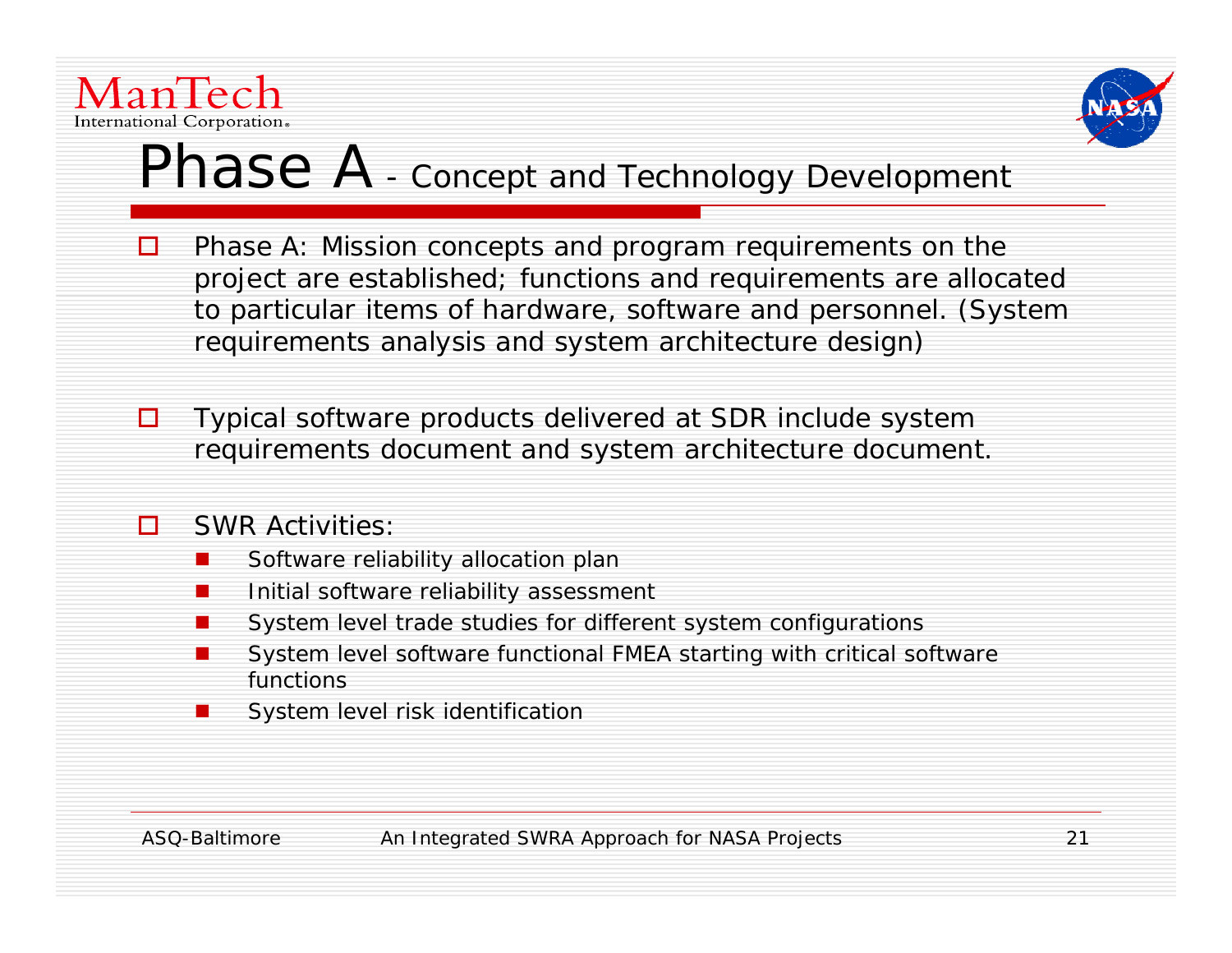# Phase A - Concept and Technology Development

- Phase A: Mission concepts and program requirements on the project are established; functions and requirements are allocated to particular items of hardware, software and personnel. (System requirements analysis and system architecture design)

- Typical software products delivered at SDR include system requirements document and system architecture document.

- SWR Activities:
  - Software reliability allocation plan
  - Initial software reliability assessment
  - System level trade studies for different system configurations
  - System level software functional FMEA starting with critical software functions
  - System level risk identification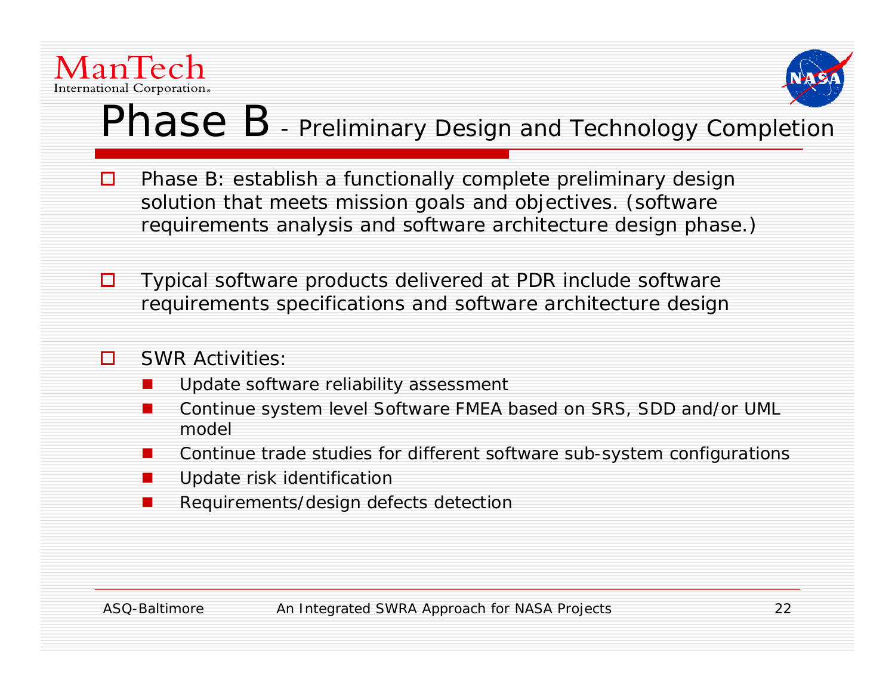# Phase B - Preliminary Design and Technology Completion

- Phase B: establish a functionally complete preliminary design solution that meets mission goals and objectives. (software requirements analysis and software architecture design phase.)

- Typical software products delivered at PDR include software requirements specifications and software architecture design

- SWR Activities:
  - Update software reliability assessment
  - Continue system level Software FMEA based on SRS, SDD and/or UML model
  - Continue trade studies for different software sub-system configurations
  - Update risk identification
  - Requirements/design defects detection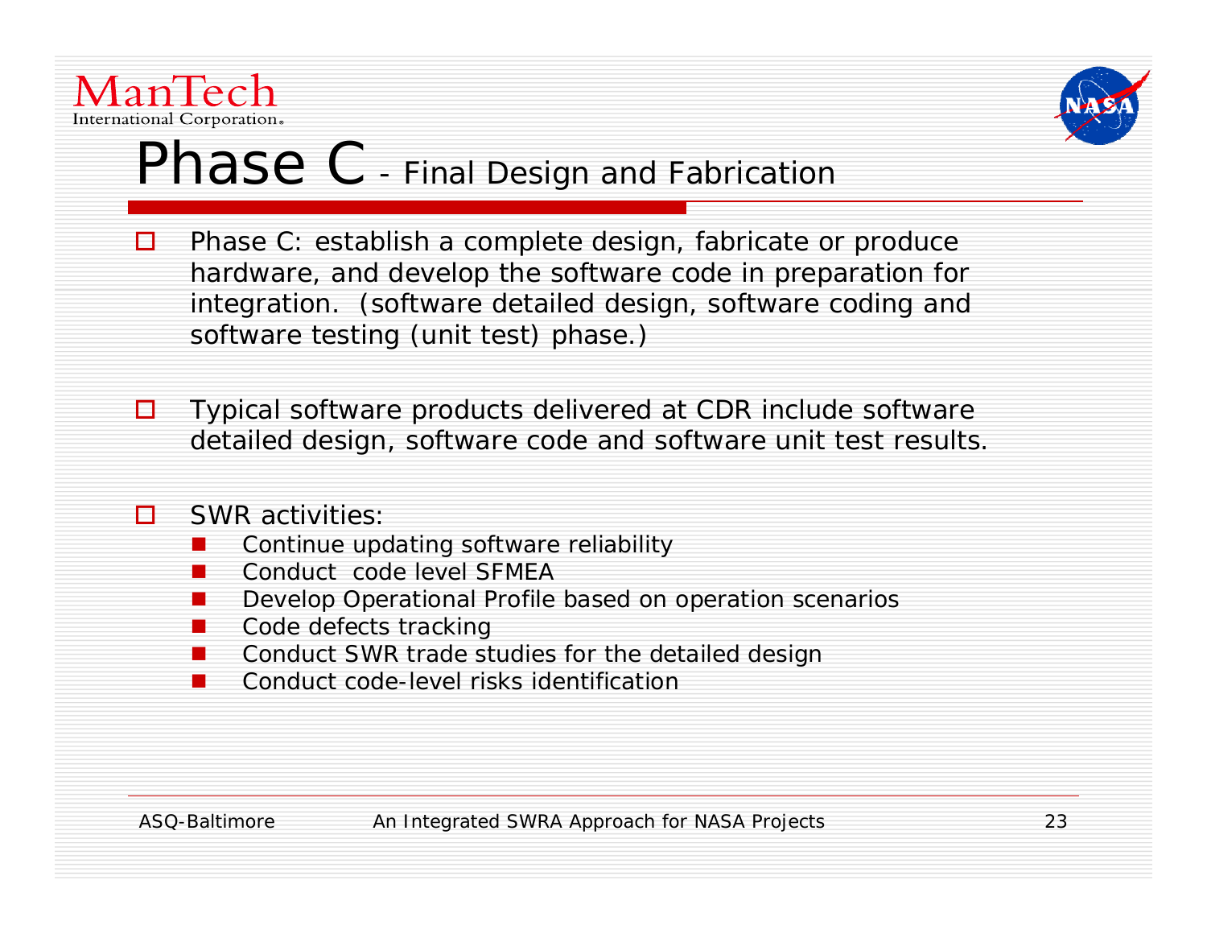# Phase C - Final Design and Fabrication

- Phase C: establish a complete design, fabricate or produce hardware, and develop the software code in preparation for integration. (software detailed design, software coding and software testing (unit test) phase.)

- Typical software products delivered at CDR include software detailed design, software code and software unit test results.

- SWR activities:
  - Continue updating software reliability
  - Conduct code level SFMEA
  - Develop Operational Profile based on operation scenarios
  - Code defects tracking
  - Conduct SWR trade studies for the detailed design
  - Conduct code-level risks identification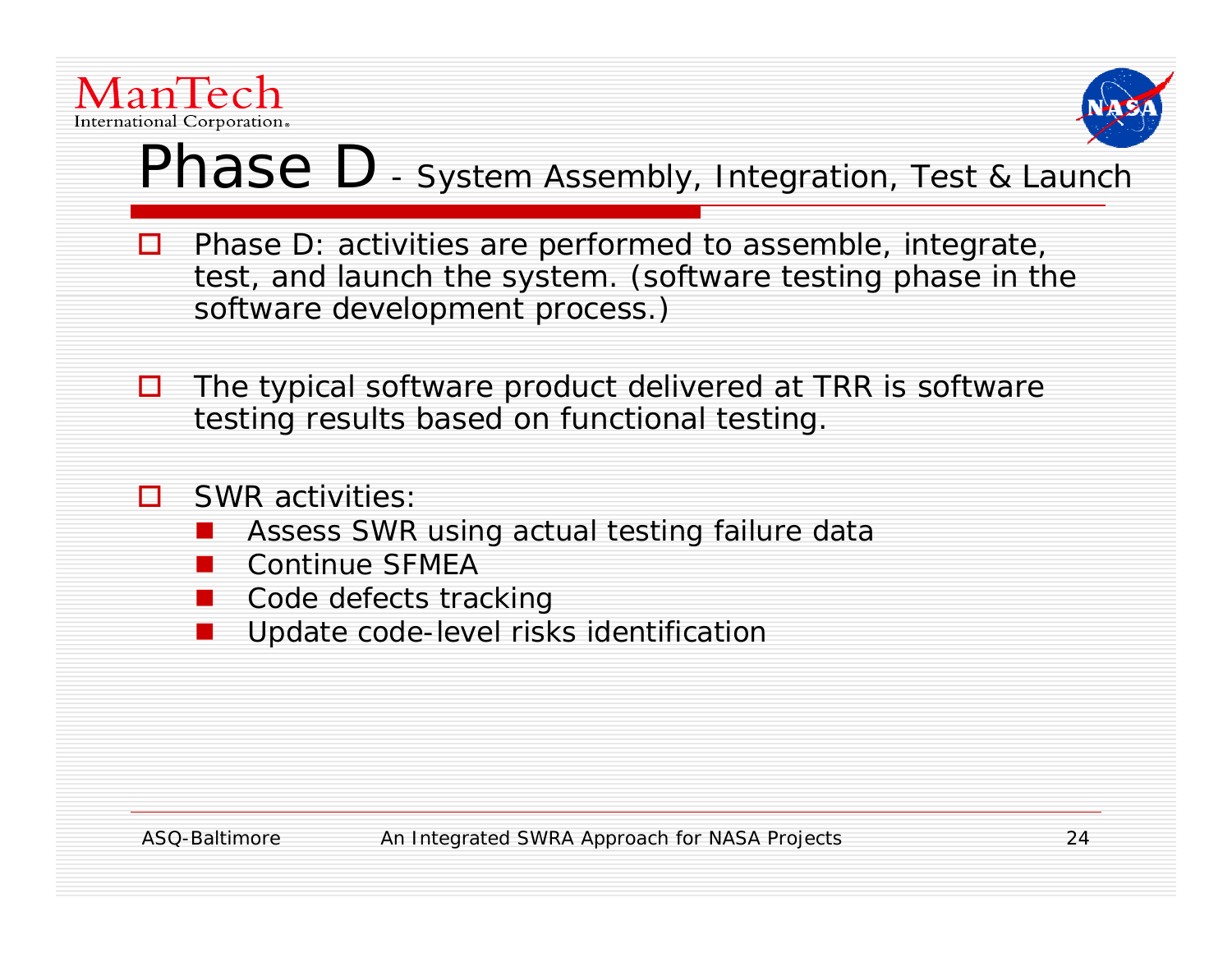# Phase D - System Assembly, Integration, Test & Launch

- Phase D: activities are performed to assemble, integrate, test, and launch the system. (software testing phase in the software development process.)

- The typical software product delivered at TRR is software testing results based on functional testing.

- SWR activities:
  - Assess SWR using actual testing failure data
  - Continue SFMEA
  - Code defects tracking
  - Update code-level risks identification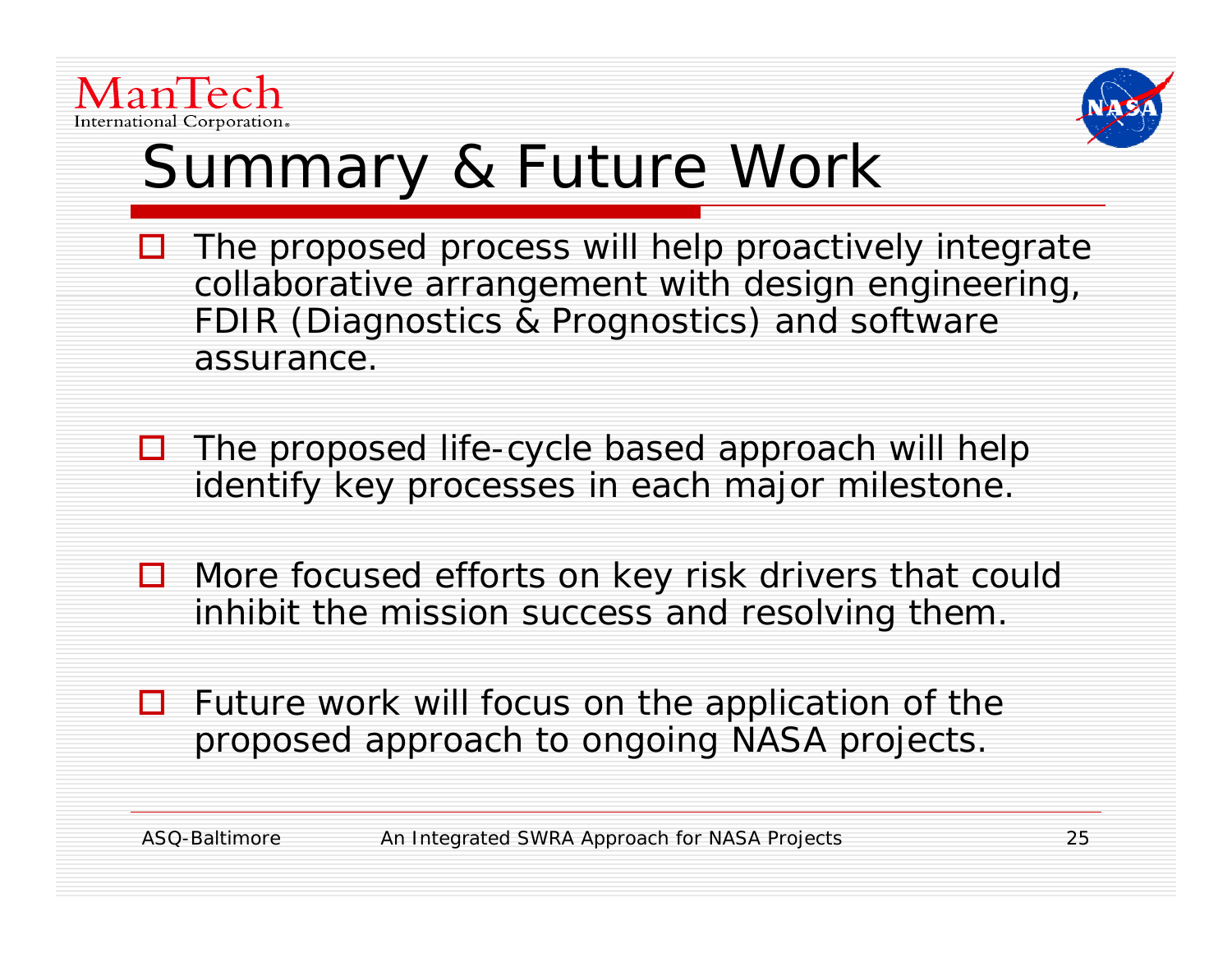# Summary & Future Work

- The proposed process will help proactively integrate collaborative arrangement with design engineering, FDIR (Diagnostics & Prognostics) and software assurance.
- The proposed life-cycle based approach will help identify key processes in each major milestone.
- More focused efforts on key risk drivers that could inhibit the mission success and resolving them.
- Future work will focus on the application of the proposed approach to ongoing NASA projects.